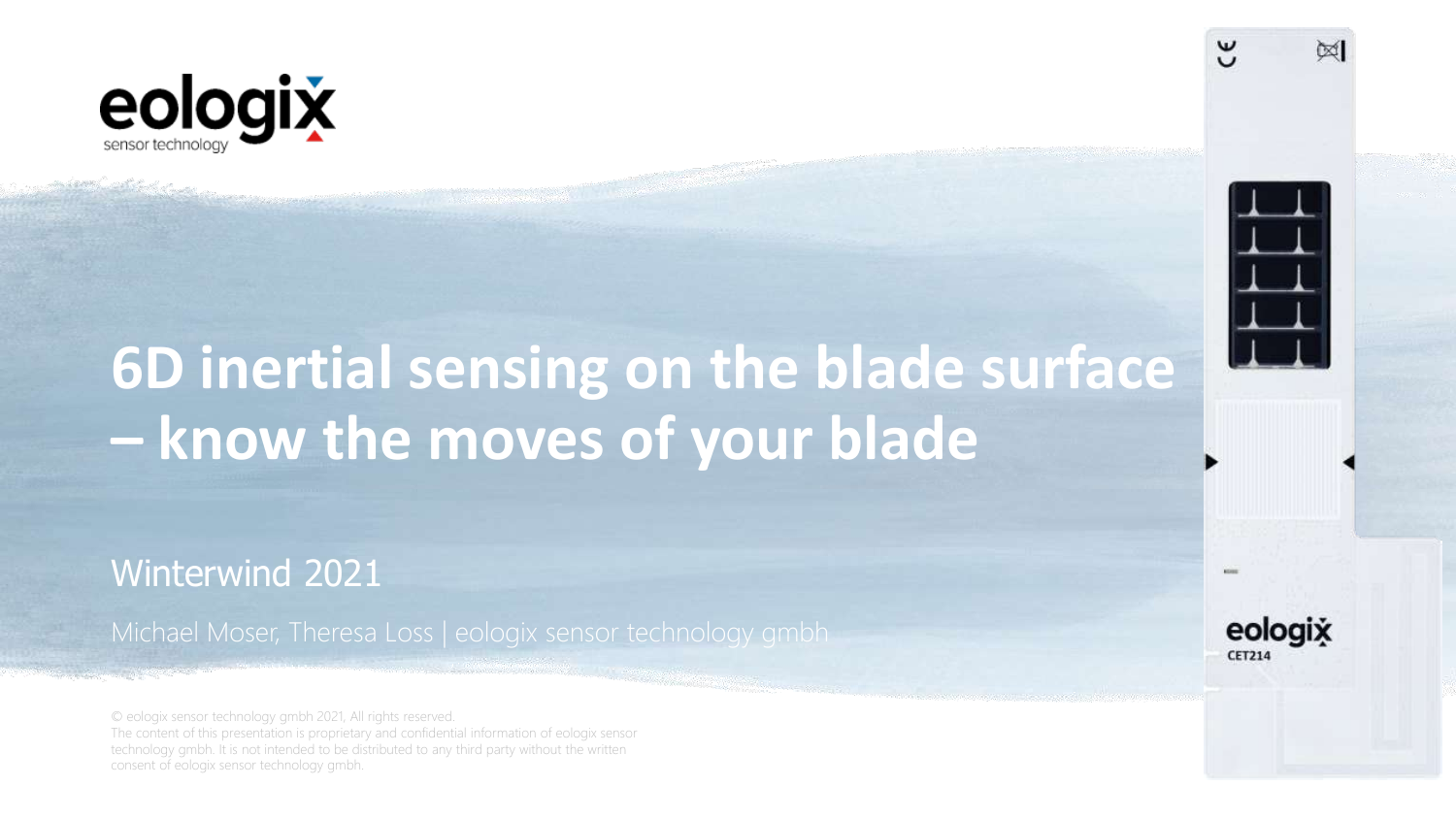eologix sensor technology

# 6D inertial sensing on the blade surface – know the moves of your blade

## Winterwind 2021

Michael Moser, Theresa Loss | eologix sensor technology gmbh

© eologix sensor technology gmbh 2021, All rights reserved.
The content of this presentation is proprietary and confidential information of eologix sensor technology gmbh. It is not intended to be distributed to any third party without the written consent of eologix sensor technology gmbh.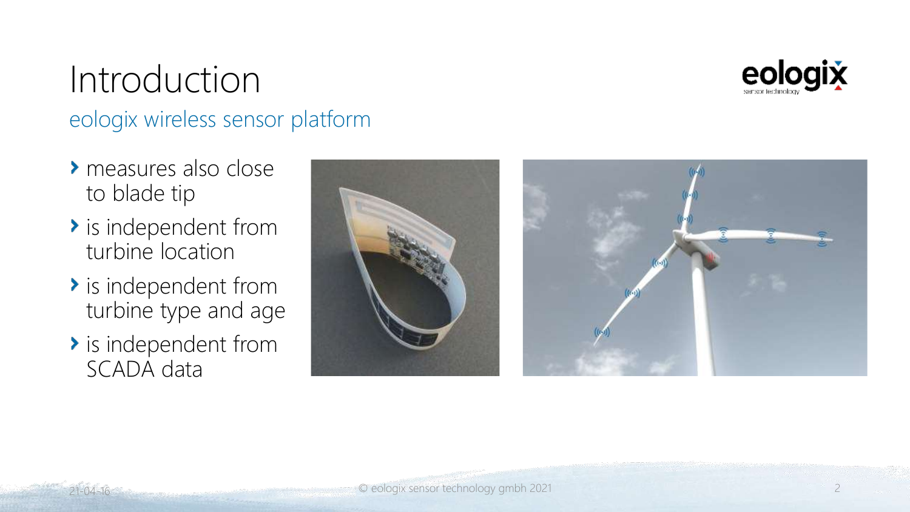# Introduction

## eologix wireless sensor platform

- measures also close to blade tip
- is independent from turbine location
- is independent from turbine type and age
- is independent from SCADA data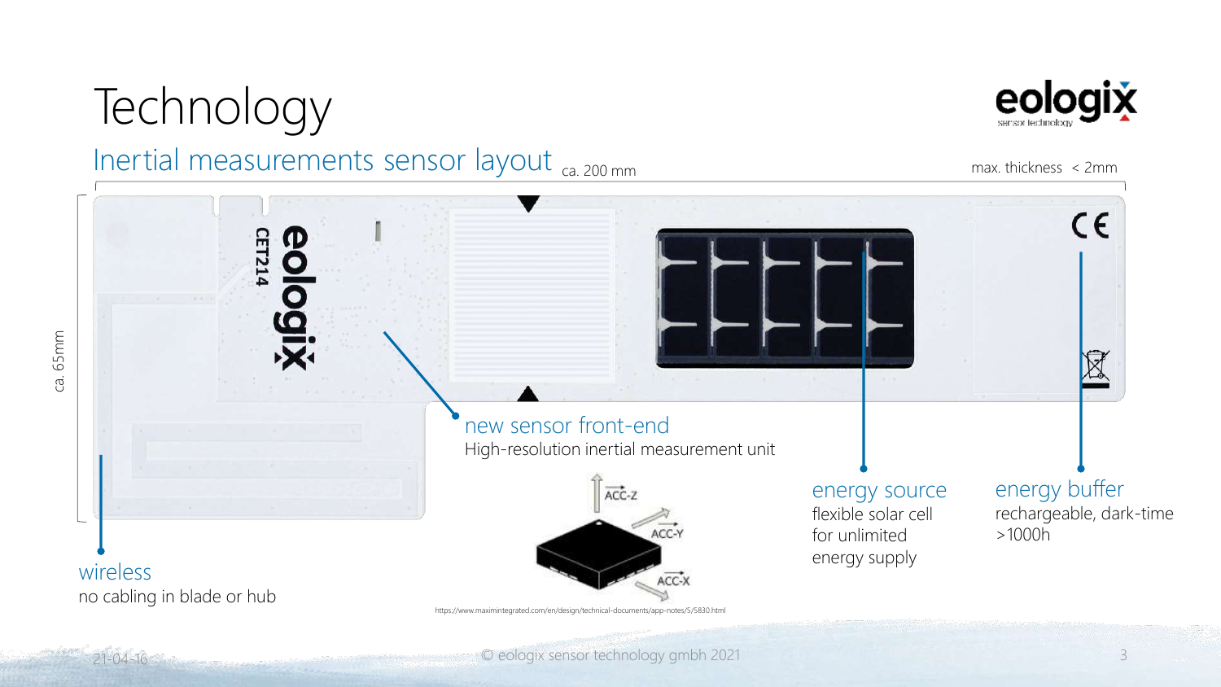# Technology

## Inertial measurements sensor layout

ca. 200 mm

max. thickness < 2mm

ca. 65mm

**new sensor front-end**
High-resolution inertial measurement unit

ACC-Z
ACC-Y
ACC-X

https://www.maximintegrated.com/en/design/technical-documents/app-notes/5/5830.html

**energy source**
flexible solar cell
for unlimited
energy supply

**energy buffer**
rechargeable, dark-time
>1000h

**wireless**
no cabling in blade or hub

21-04-16

© eologix sensor technology gmbh 2021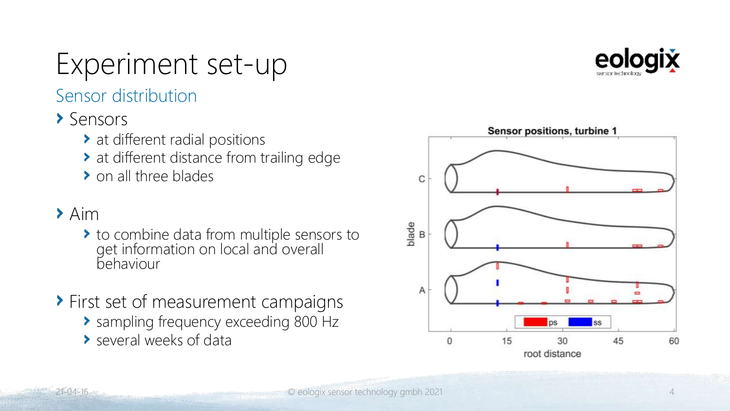# Experiment set-up

## Sensor distribution

- Sensors
  - at different radial positions
  - at different distance from trailing edge
  - on all three blades
- Aim
  - to combine data from multiple sensors to get information on local and overall behaviour
- First set of measurement campaigns
  - sampling frequency exceeding 800 Hz
  - several weeks of data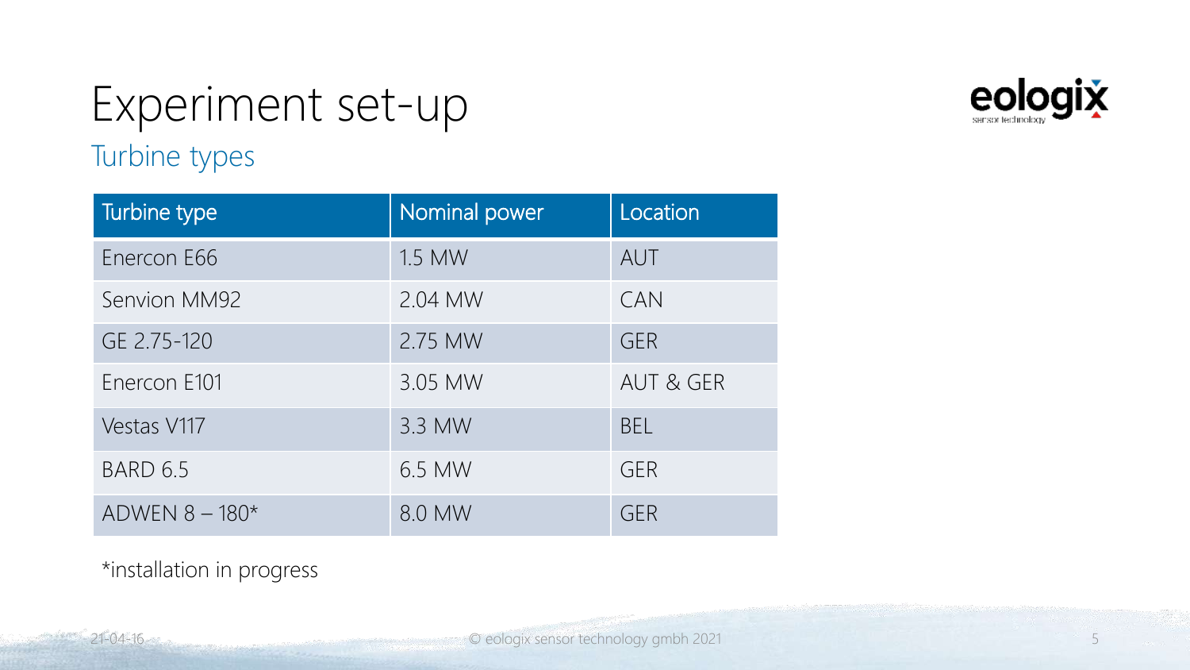# Experiment set-up

## Turbine types

| Turbine type | Nominal power | Location |
|---|---|---|
| Enercon E66 | 1.5 MW | AUT |
| Senvion MM92 | 2.04 MW | CAN |
| GE 2.75-120 | 2.75 MW | GER |
| Enercon E101 | 3.05 MW | AUT & GER |
| Vestas V117 | 3.3 MW | BEL |
| BARD 6.5 | 6.5 MW | GER |
| ADWEN 8 – 180* | 8.0 MW | GER |

*installation in progress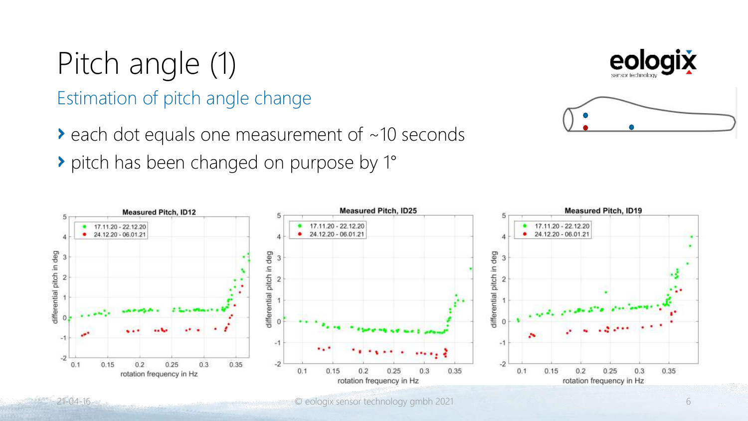# Pitch angle (1)

## Estimation of pitch angle change

- each dot equals one measurement of ~10 seconds
- pitch has been changed on purpose by 1°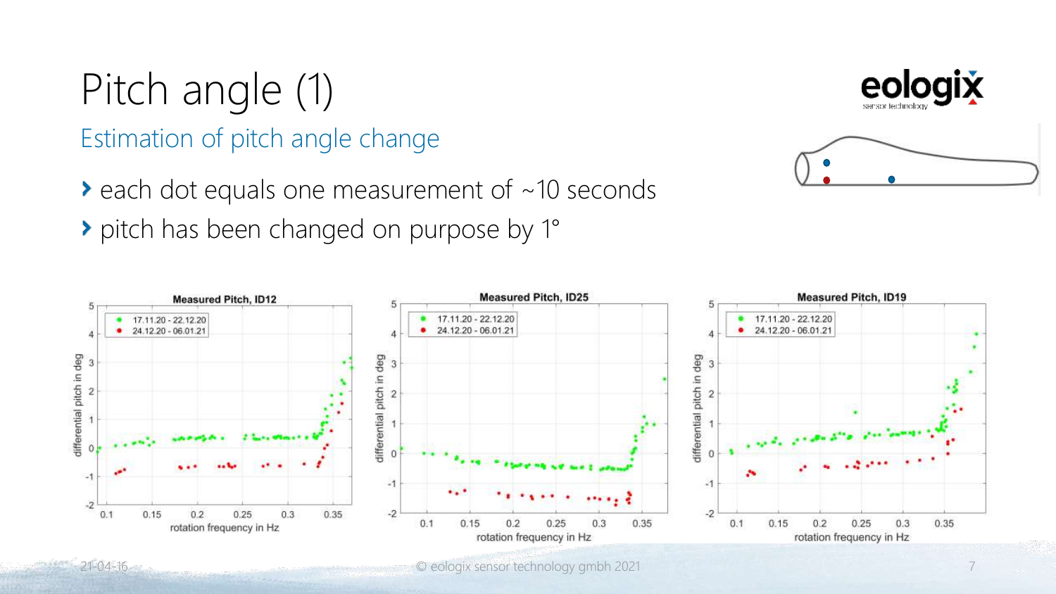# Pitch angle (1)

## Estimation of pitch angle change

- each dot equals one measurement of ~10 seconds
- pitch has been changed on purpose by 1°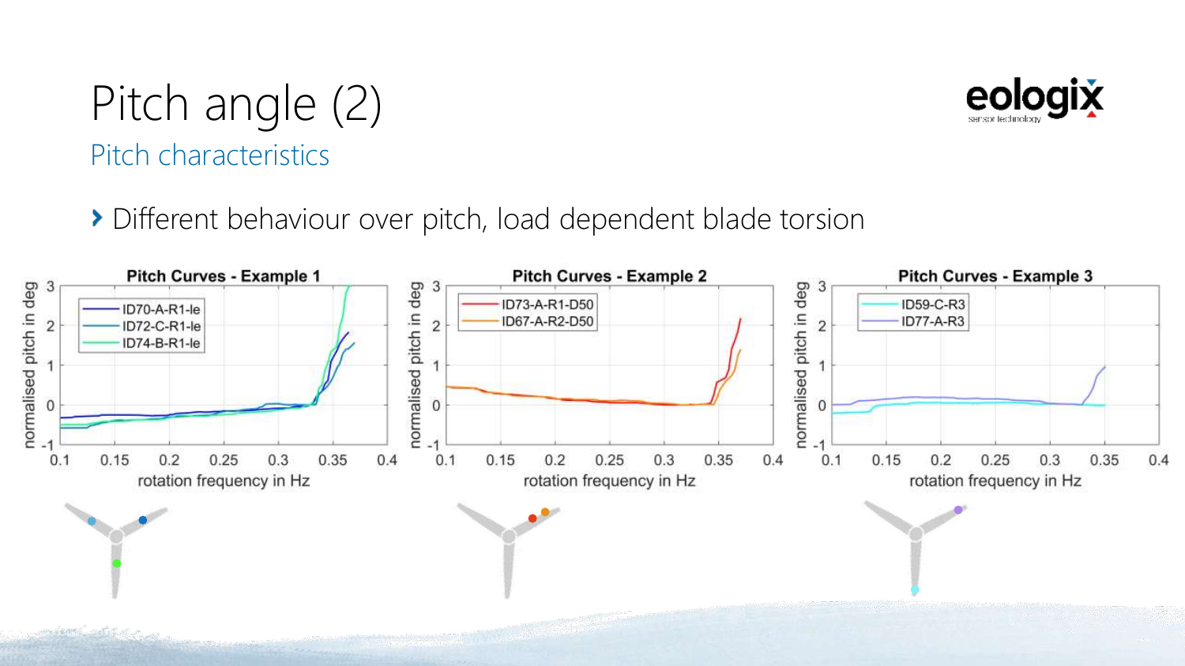# Pitch angle (2)

## Pitch characteristics

- Different behaviour over pitch, load dependent blade torsion

**Pitch Curves - Example 1**

normalised pitch in deg / rotation frequency in Hz

ID70-A-R1-le
ID72-C-R1-le
ID74-B-R1-le

**Pitch Curves - Example 2**

normalised pitch in deg / rotation frequency in Hz

ID73-A-R1-D50
ID67-A-R2-D50

**Pitch Curves - Example 3**

normalised pitch in deg / rotation frequency in Hz

ID59-C-R3
ID77-A-R3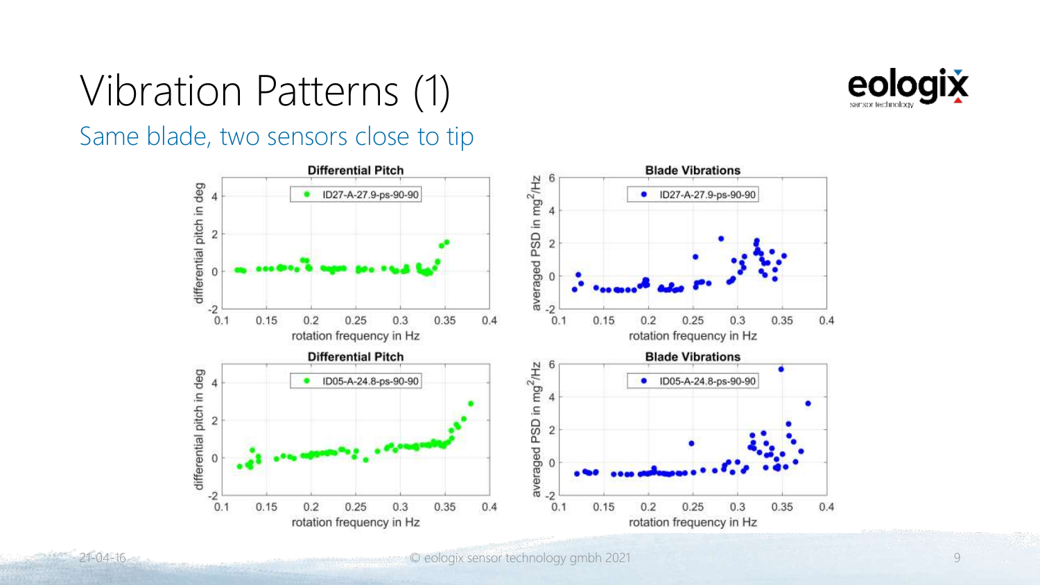# Vibration Patterns (1)

## Same blade, two sensors close to tip

### Differential Pitch

- ID27-A-27.9-ps-90-90

differential pitch in deg

rotation frequency in Hz

### Blade Vibrations

- ID27-A-27.9-ps-90-90

averaged PSD in $mg^2/Hz$

rotation frequency in Hz

### Differential Pitch

- ID05-A-24.8-ps-90-90

differential pitch in deg

rotation frequency in Hz

### Blade Vibrations

- ID05-A-24.8-ps-90-90

averaged PSD in $mg^2/Hz$

rotation frequency in Hz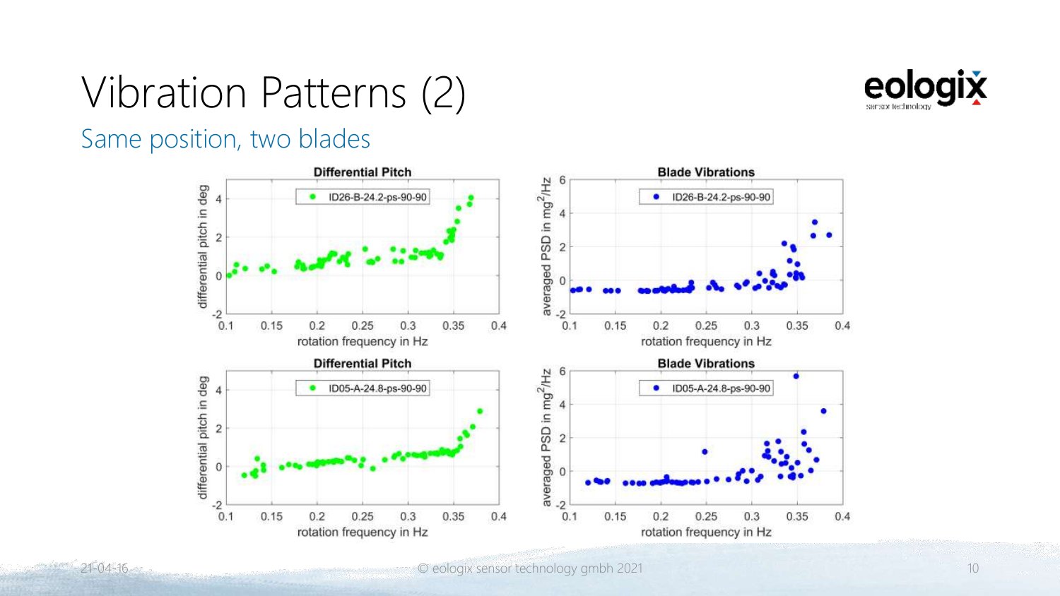# Vibration Patterns (2)

## Same position, two blades

**Differential Pitch**

ID26-B-24.2-ps-90-90

differential pitch in deg

rotation frequency in Hz

**Blade Vibrations**

ID26-B-24.2-ps-90-90

averaged PSD in $mg^2/Hz$

rotation frequency in Hz

**Differential Pitch**

ID05-A-24.8-ps-90-90

differential pitch in deg

rotation frequency in Hz

**Blade Vibrations**

ID05-A-24.8-ps-90-90

averaged PSD in $mg^2/Hz$

rotation frequency in Hz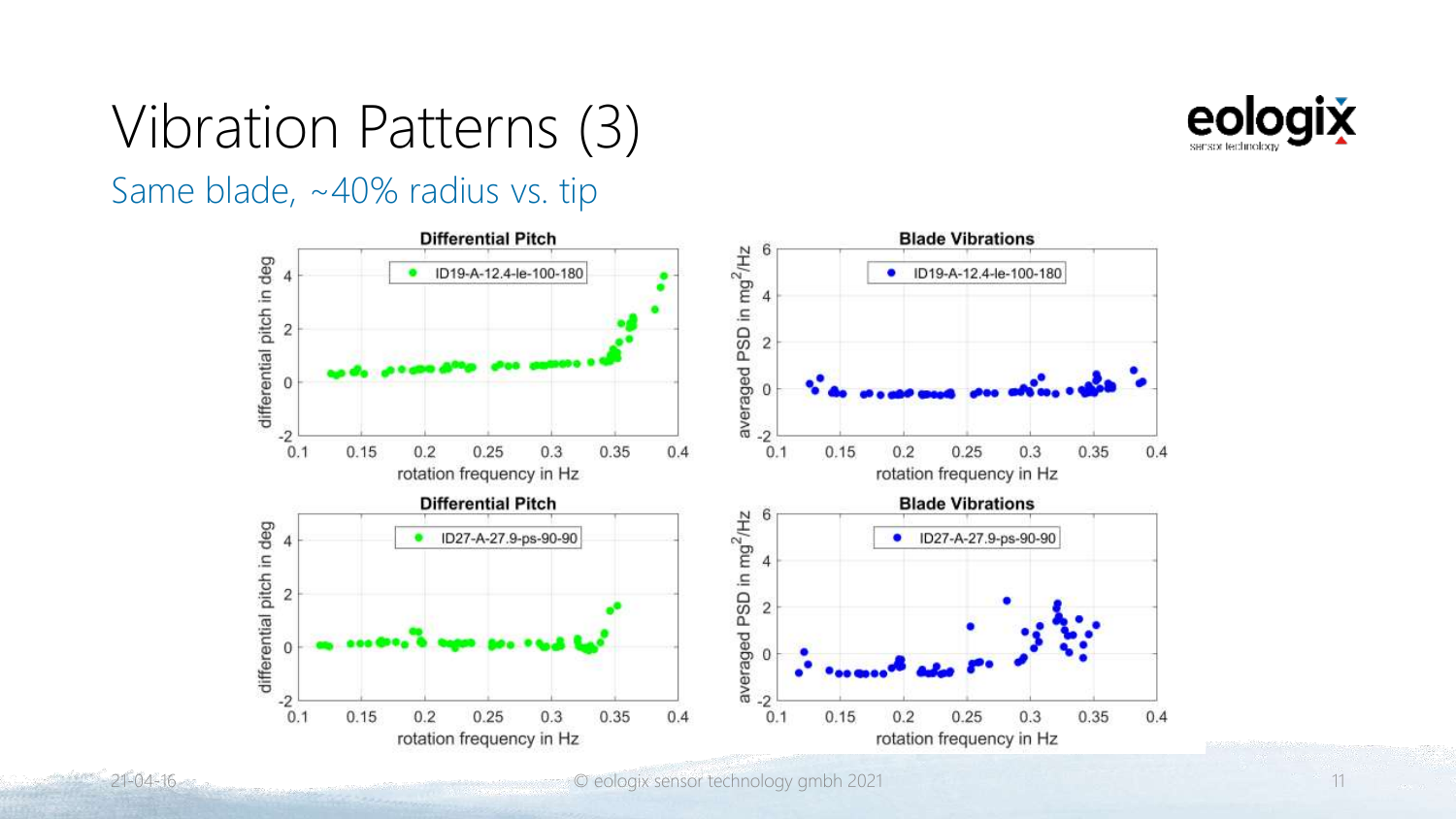# Vibration Patterns (3)

## Same blade, ~40% radius vs. tip

**Differential Pitch**

ID19-A-12.4-le-100-180

differential pitch in deg

rotation frequency in Hz

**Blade Vibrations**

ID19-A-12.4-le-100-180

averaged PSD in $mg^2/Hz$

rotation frequency in Hz

**Differential Pitch**

ID27-A-27.9-ps-90-90

differential pitch in deg

rotation frequency in Hz

**Blade Vibrations**

ID27-A-27.9-ps-90-90

averaged PSD in $mg^2/Hz$

rotation frequency in Hz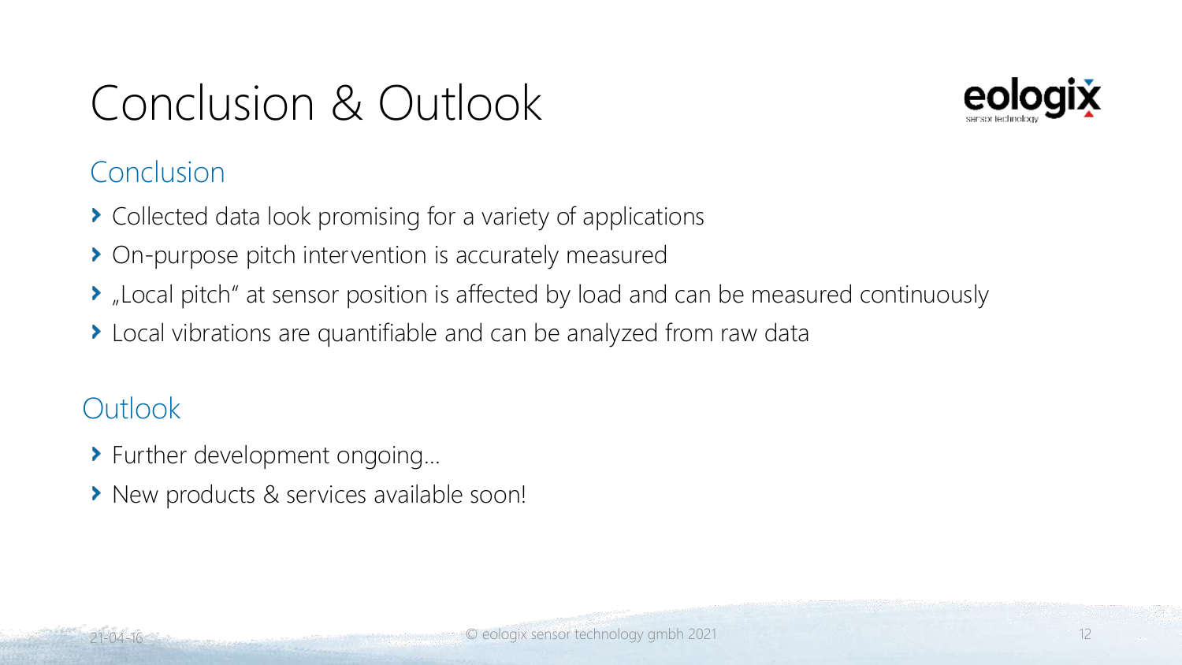# Conclusion & Outlook

## Conclusion

- Collected data look promising for a variety of applications
- On-purpose pitch intervention is accurately measured
- „Local pitch" at sensor position is affected by load and can be measured continuously
- Local vibrations are quantifiable and can be analyzed from raw data

## Outlook

- Further development ongoing…
- New products & services available soon!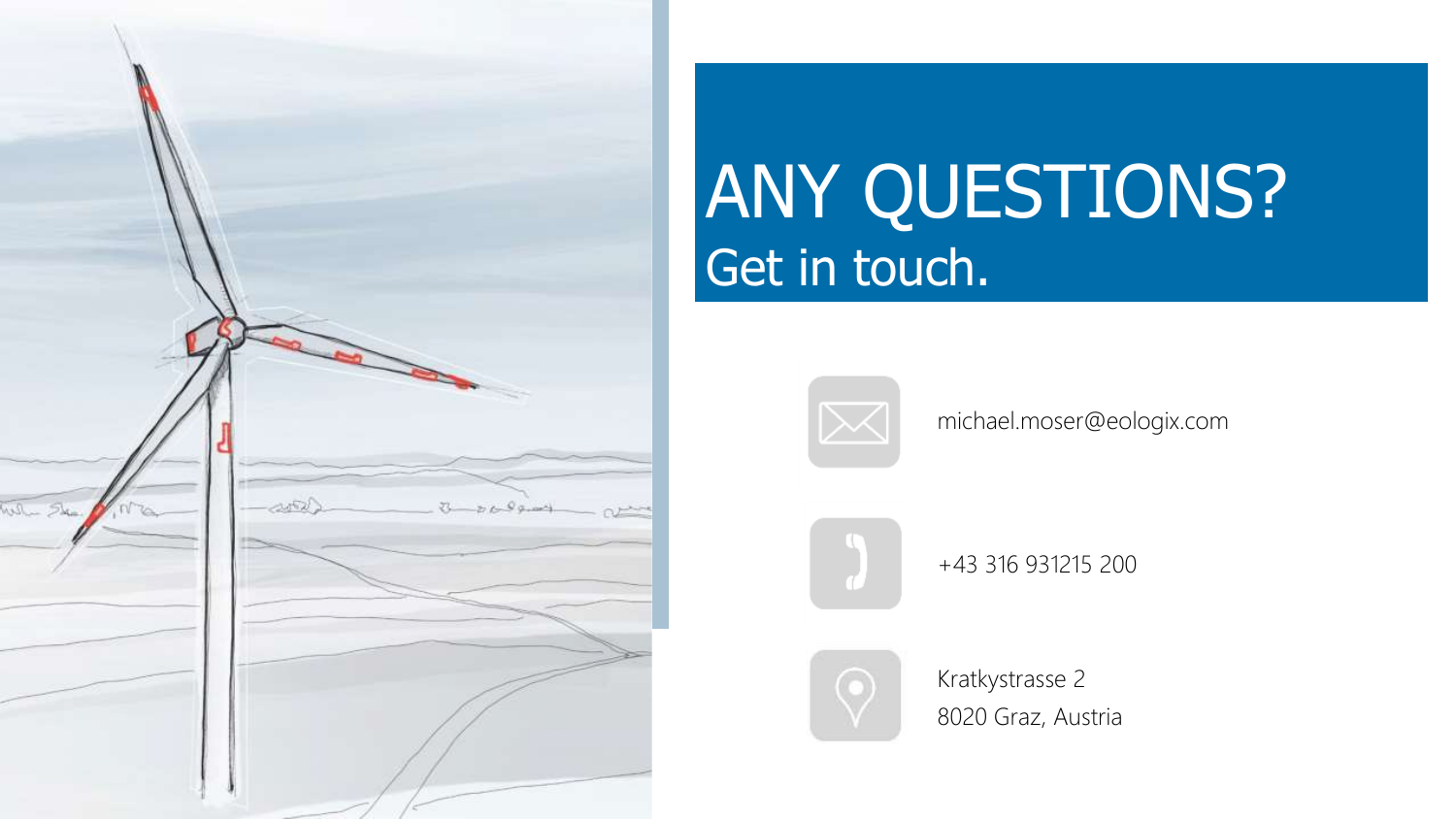# ANY QUESTIONS?

## Get in touch.

michael.moser@eologix.com

+43 316 931215 200

Kratkystrasse 2
8020 Graz, Austria